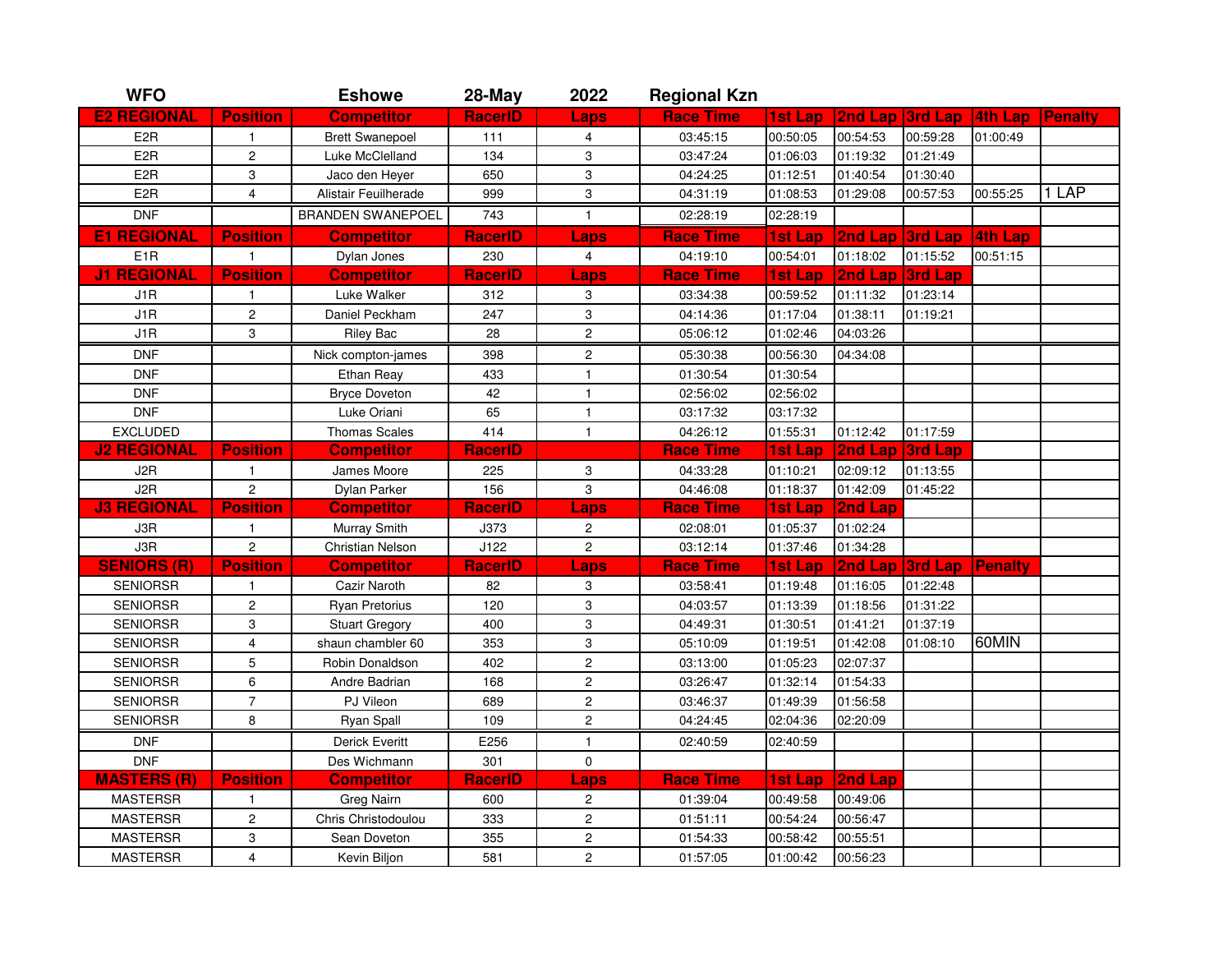| WFO | | Eshowe | 28-May | 2022 | Regional Kzn | | | | | |
|---|---|---|---|---|---|---|---|---|---|---|
| **E2 REGIONAL** | **Position** | **Competitor** | **RacerID** | **Laps** | **Race Time** | **1st Lap** | **2nd Lap** | **3rd Lap** | **4th Lap** | **Penalty** |
| E2R | 1 | Brett Swanepoel | 111 | 4 | 03:45:15 | 00:50:05 | 00:54:53 | 00:59:28 | 01:00:49 | |
| E2R | 2 | Luke McClelland | 134 | 3 | 03:47:24 | 01:06:03 | 01:19:32 | 01:21:49 | | |
| E2R | 3 | Jaco den Heyer | 650 | 3 | 04:24:25 | 01:12:51 | 01:40:54 | 01:30:40 | | |
| E2R | 4 | Alistair Feuilherade | 999 | 3 | 04:31:19 | 01:08:53 | 01:29:08 | 00:57:53 | 00:55:25 | 1 LAP |
| DNF | | BRANDEN SWANEPOEL | 743 | 1 | 02:28:19 | 02:28:19 | | | | |
| **E1 REGIONAL** | **Position** | **Competitor** | **RacerID** | **Laps** | **Race Time** | **1st Lap** | **2nd Lap** | **3rd Lap** | **4th Lap** | |
| E1R | 1 | Dylan Jones | 230 | 4 | 04:19:10 | 00:54:01 | 01:18:02 | 01:15:52 | 00:51:15 | |
| **J1 REGIONAL** | **Position** | **Competitor** | **RacerID** | **Laps** | **Race Time** | **1st Lap** | **2nd Lap** | **3rd Lap** | | |
| J1R | 1 | Luke Walker | 312 | 3 | 03:34:38 | 00:59:52 | 01:11:32 | 01:23:14 | | |
| J1R | 2 | Daniel Peckham | 247 | 3 | 04:14:36 | 01:17:04 | 01:38:11 | 01:19:21 | | |
| J1R | 3 | Riley Bac | 28 | 2 | 05:06:12 | 01:02:46 | 04:03:26 | | | |
| DNF | | Nick compton-james | 398 | 2 | 05:30:38 | 00:56:30 | 04:34:08 | | | |
| DNF | | Ethan Reay | 433 | 1 | 01:30:54 | 01:30:54 | | | | |
| DNF | | Bryce Doveton | 42 | 1 | 02:56:02 | 02:56:02 | | | | |
| DNF | | Luke Oriani | 65 | 1 | 03:17:32 | 03:17:32 | | | | |
| EXCLUDED | | Thomas Scales | 414 | 1 | 04:26:12 | 01:55:31 | 01:12:42 | 01:17:59 | | |
| **J2 REGIONAL** | **Position** | **Competitor** | **RacerID** | | **Race Time** | **1st Lap** | **2nd Lap** | **3rd Lap** | | |
| J2R | 1 | James Moore | 225 | 3 | 04:33:28 | 01:10:21 | 02:09:12 | 01:13:55 | | |
| J2R | 2 | Dylan Parker | 156 | 3 | 04:46:08 | 01:18:37 | 01:42:09 | 01:45:22 | | |
| **J3 REGIONAL** | **Position** | **Competitor** | **RacerID** | **Laps** | **Race Time** | **1st Lap** | **2nd Lap** | | | |
| J3R | 1 | Murray Smith | J373 | 2 | 02:08:01 | 01:05:37 | 01:02:24 | | | |
| J3R | 2 | Christian Nelson | J122 | 2 | 03:12:14 | 01:37:46 | 01:34:28 | | | |
| **SENIORS (R)** | **Position** | **Competitor** | **RacerID** | **Laps** | **Race Time** | **1st Lap** | **2nd Lap** | **3rd Lap** | **Penalty** | |
| SENIORSR | 1 | Cazir Naroth | 82 | 3 | 03:58:41 | 01:19:48 | 01:16:05 | 01:22:48 | | |
| SENIORSR | 2 | Ryan Pretorius | 120 | 3 | 04:03:57 | 01:13:39 | 01:18:56 | 01:31:22 | | |
| SENIORSR | 3 | Stuart Gregory | 400 | 3 | 04:49:31 | 01:30:51 | 01:41:21 | 01:37:19 | | |
| SENIORSR | 4 | shaun chamber 60 | 353 | 3 | 05:10:09 | 01:19:51 | 01:42:08 | 01:08:10 | 60MIN | |
| SENIORSR | 5 | Robin Donaldson | 402 | 2 | 03:13:00 | 01:05:23 | 02:07:37 | | | |
| SENIORSR | 6 | Andre Badrian | 168 | 2 | 03:26:47 | 01:32:14 | 01:54:33 | | | |
| SENIORSR | 7 | PJ Vileon | 689 | 2 | 03:46:37 | 01:49:39 | 01:56:58 | | | |
| SENIORSR | 8 | Ryan Spall | 109 | 2 | 04:24:45 | 02:04:36 | 02:20:09 | | | |
| DNF | | Derick Everitt | E256 | 1 | 02:40:59 | 02:40:59 | | | | |
| DNF | | Des Wichmann | 301 | 0 | | | | | | |
| **MASTERS (R)** | **Position** | **Competitor** | **RacerID** | **Laps** | **Race Time** | **1st Lap** | **2nd Lap** | | | |
| MASTERSR | 1 | Greg Nairn | 600 | 2 | 01:39:04 | 00:49:58 | 00:49:06 | | | |
| MASTERSR | 2 | Chris Christodoulou | 333 | 2 | 01:51:11 | 00:54:24 | 00:56:47 | | | |
| MASTERSR | 3 | Sean Doveton | 355 | 2 | 01:54:33 | 00:58:42 | 00:55:51 | | | |
| MASTERSR | 4 | Kevin Biljon | 581 | 2 | 01:57:05 | 01:00:42 | 00:56:23 | | | |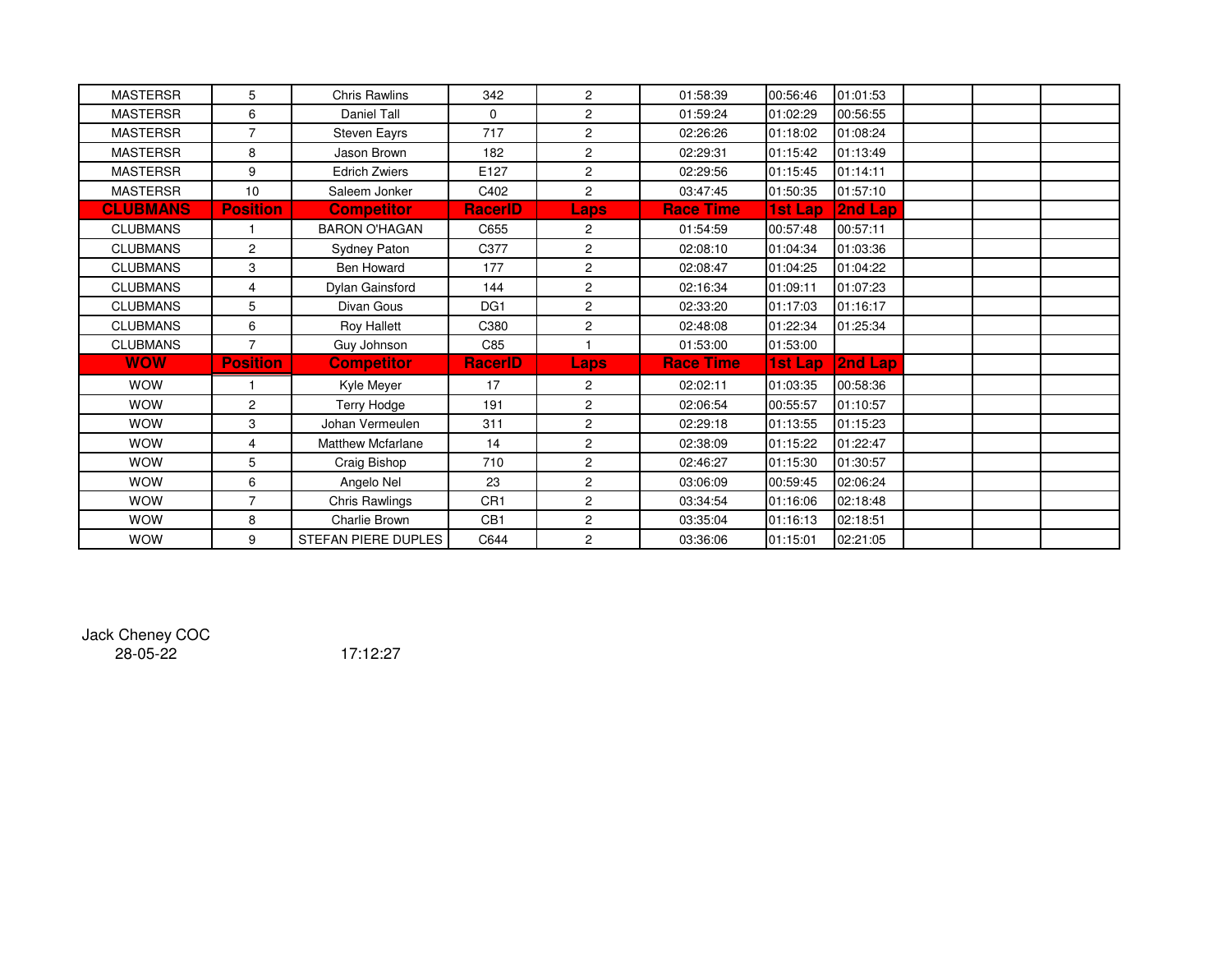| | | | | | | | | | | |
|---|---|---|---|---|---|---|---|---|---|---|
| MASTERSR | 5 | Chris Rawlins | 342 | 2 | 01:58:39 | 00:56:46 | 01:01:53 | | | |
| MASTERSR | 6 | Daniel Tall | 0 | 2 | 01:59:24 | 01:02:29 | 00:56:55 | | | |
| MASTERSR | 7 | Steven Eayrs | 717 | 2 | 02:26:26 | 01:18:02 | 01:08:24 | | | |
| MASTERSR | 8 | Jason Brown | 182 | 2 | 02:29:31 | 01:15:42 | 01:13:49 | | | |
| MASTERSR | 9 | Edrich Zwiers | E127 | 2 | 02:29:56 | 01:15:45 | 01:14:11 | | | |
| MASTERSR | 10 | Saleem Jonker | C402 | 2 | 03:47:45 | 01:50:35 | 01:57:10 | | | |
| **CLUBMANS** | **Position** | **Competitor** | **RacerID** | **Laps** | **Race Time** | **1st Lap** | **2nd Lap** | | | |
| CLUBMANS | 1 | BARON O'HAGAN | C655 | 2 | 01:54:59 | 00:57:48 | 00:57:11 | | | |
| CLUBMANS | 2 | Sydney Paton | C377 | 2 | 02:08:10 | 01:04:34 | 01:03:36 | | | |
| CLUBMANS | 3 | Ben Howard | 177 | 2 | 02:08:47 | 01:04:25 | 01:04:22 | | | |
| CLUBMANS | 4 | Dylan Gainsford | 144 | 2 | 02:16:34 | 01:09:11 | 01:07:23 | | | |
| CLUBMANS | 5 | Divan Gous | DG1 | 2 | 02:33:20 | 01:17:03 | 01:16:17 | | | |
| CLUBMANS | 6 | Roy Hallett | C380 | 2 | 02:48:08 | 01:22:34 | 01:25:34 | | | |
| CLUBMANS | 7 | Guy Johnson | C85 | 1 | 01:53:00 | 01:53:00 | | | | |
| **WOW** | **Position** | **Competitor** | **RacerID** | **Laps** | **Race Time** | **1st Lap** | **2nd Lap** | | | |
| WOW | 1 | Kyle Meyer | 17 | 2 | 02:02:11 | 01:03:35 | 00:58:36 | | | |
| WOW | 2 | Terry Hodge | 191 | 2 | 02:06:54 | 00:55:57 | 01:10:57 | | | |
| WOW | 3 | Johan Vermeulen | 311 | 2 | 02:29:18 | 01:13:55 | 01:15:23 | | | |
| WOW | 4 | Matthew Mcfarlane | 14 | 2 | 02:38:09 | 01:15:22 | 01:22:47 | | | |
| WOW | 5 | Craig Bishop | 710 | 2 | 02:46:27 | 01:15:30 | 01:30:57 | | | |
| WOW | 6 | Angelo Nel | 23 | 2 | 03:06:09 | 00:59:45 | 02:06:24 | | | |
| WOW | 7 | Chris Rawlings | CR1 | 2 | 03:34:54 | 01:16:06 | 02:18:48 | | | |
| WOW | 8 | Charlie Brown | CB1 | 2 | 03:35:04 | 01:16:13 | 02:18:51 | | | |
| WOW | 9 | STEFAN PIERE DUPLES | C644 | 2 | 03:36:06 | 01:15:01 | 02:21:05 | | | |

Jack Cheney COC
28-05-22 17:12:27